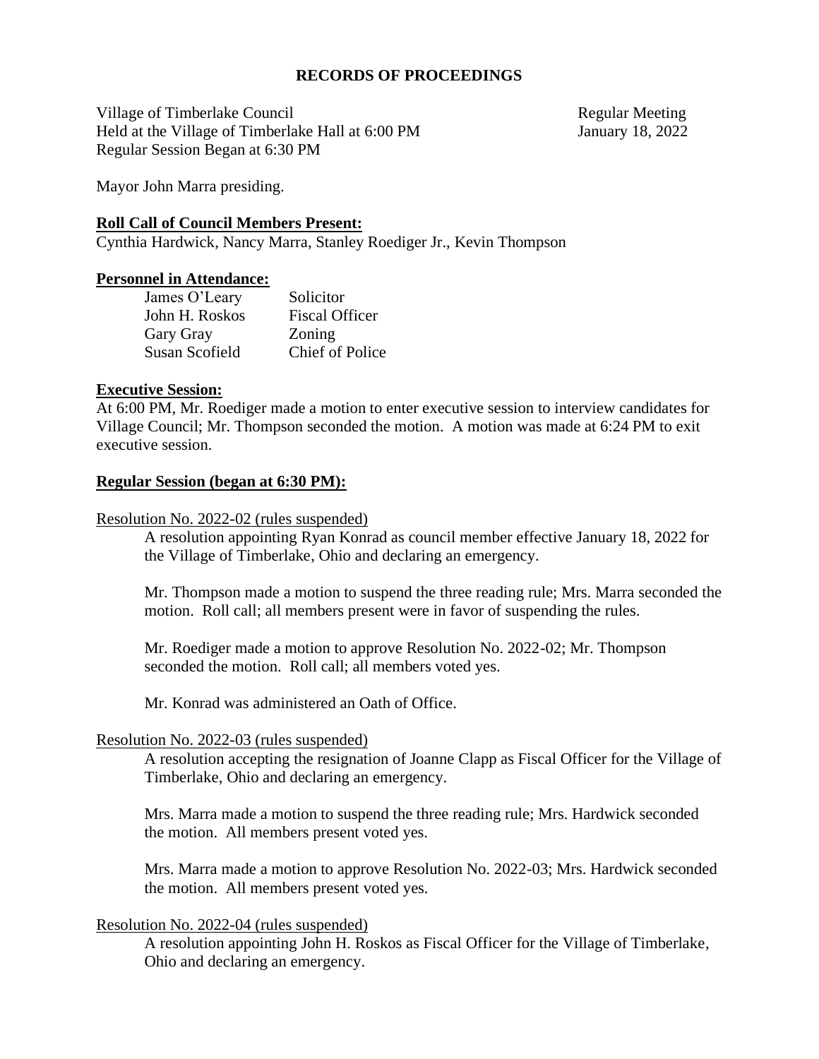# RECORDS OF PROCEEDINGS

Village of Timberlake Council
Held at the Village of Timberlake Hall at 6:00 PM
Regular Session Began at 6:30 PM

Regular Meeting
January 18, 2022

Mayor John Marra presiding.

**Roll Call of Council Members Present:**
Cynthia Hardwick, Nancy Marra, Stanley Roediger Jr., Kevin Thompson

**Personnel in Attendance:**

| | |
|---|---|
| James O'Leary | Solicitor |
| John H. Roskos | Fiscal Officer |
| Gary Gray | Zoning |
| Susan Scofield | Chief of Police |

**Executive Session:**
At 6:00 PM, Mr. Roediger made a motion to enter executive session to interview candidates for Village Council; Mr. Thompson seconded the motion. A motion was made at 6:24 PM to exit executive session.

**Regular Session (began at 6:30 PM):**

Resolution No. 2022-02 (rules suspended)

A resolution appointing Ryan Konrad as council member effective January 18, 2022 for the Village of Timberlake, Ohio and declaring an emergency.

Mr. Thompson made a motion to suspend the three reading rule; Mrs. Marra seconded the motion. Roll call; all members present were in favor of suspending the rules.

Mr. Roediger made a motion to approve Resolution No. 2022-02; Mr. Thompson seconded the motion. Roll call; all members voted yes.

Mr. Konrad was administered an Oath of Office.

Resolution No. 2022-03 (rules suspended)

A resolution accepting the resignation of Joanne Clapp as Fiscal Officer for the Village of Timberlake, Ohio and declaring an emergency.

Mrs. Marra made a motion to suspend the three reading rule; Mrs. Hardwick seconded the motion. All members present voted yes.

Mrs. Marra made a motion to approve Resolution No. 2022-03; Mrs. Hardwick seconded the motion. All members present voted yes.

Resolution No. 2022-04 (rules suspended)

A resolution appointing John H. Roskos as Fiscal Officer for the Village of Timberlake, Ohio and declaring an emergency.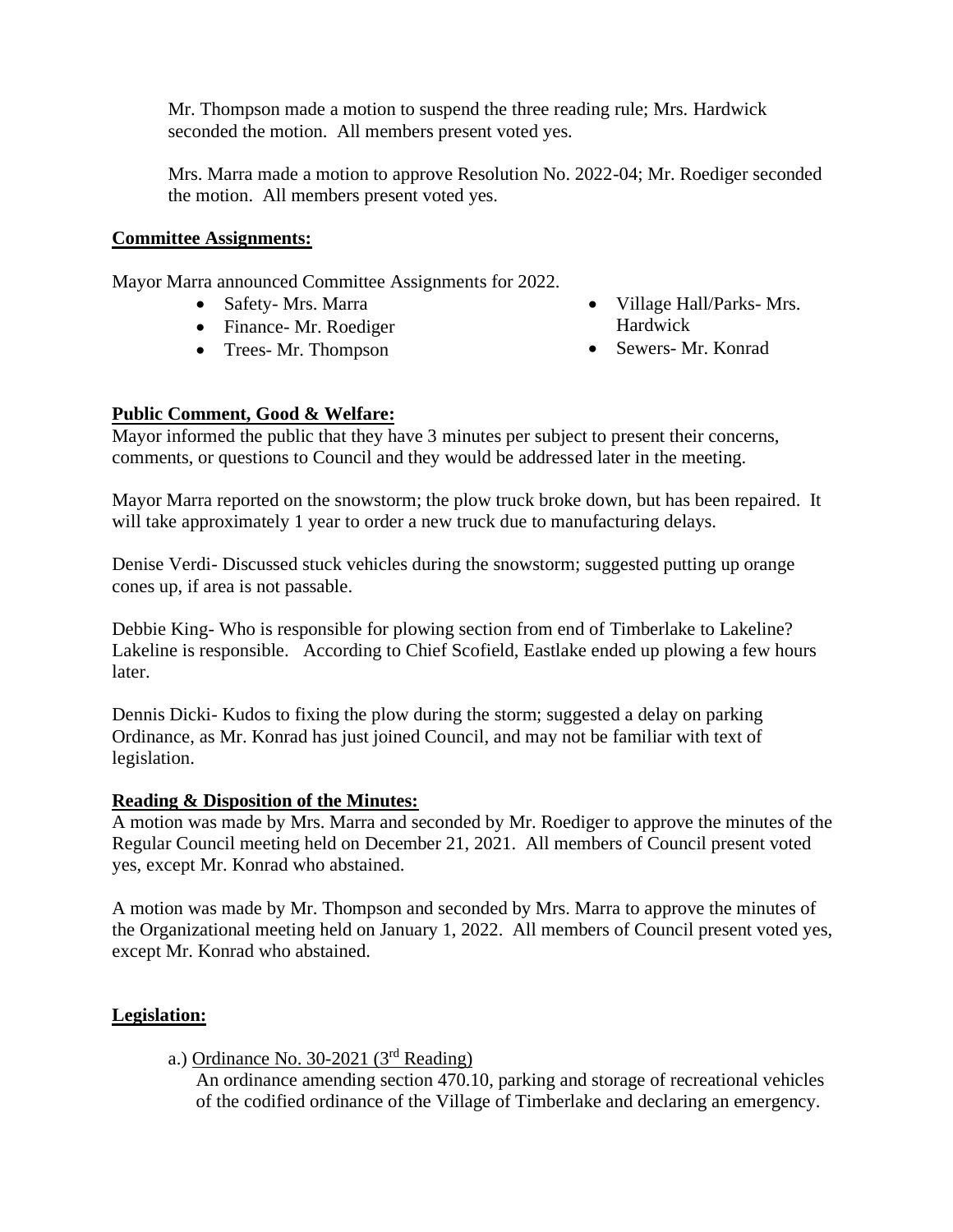Mr. Thompson made a motion to suspend the three reading rule; Mrs. Hardwick seconded the motion. All members present voted yes.

Mrs. Marra made a motion to approve Resolution No. 2022-04; Mr. Roediger seconded the motion. All members present voted yes.

**Committee Assignments:**

Mayor Marra announced Committee Assignments for 2022.

- Safety- Mrs. Marra
- Finance- Mr. Roediger
- Trees- Mr. Thompson
- Village Hall/Parks- Mrs. Hardwick
- Sewers- Mr. Konrad

**Public Comment, Good & Welfare:**

Mayor informed the public that they have 3 minutes per subject to present their concerns, comments, or questions to Council and they would be addressed later in the meeting.

Mayor Marra reported on the snowstorm; the plow truck broke down, but has been repaired. It will take approximately 1 year to order a new truck due to manufacturing delays.

Denise Verdi- Discussed stuck vehicles during the snowstorm; suggested putting up orange cones up, if area is not passable.

Debbie King- Who is responsible for plowing section from end of Timberlake to Lakeline? Lakeline is responsible. According to Chief Scofield, Eastlake ended up plowing a few hours later.

Dennis Dicki- Kudos to fixing the plow during the storm; suggested a delay on parking Ordinance, as Mr. Konrad has just joined Council, and may not be familiar with text of legislation.

**Reading & Disposition of the Minutes:**

A motion was made by Mrs. Marra and seconded by Mr. Roediger to approve the minutes of the Regular Council meeting held on December 21, 2021. All members of Council present voted yes, except Mr. Konrad who abstained.

A motion was made by Mr. Thompson and seconded by Mrs. Marra to approve the minutes of the Organizational meeting held on January 1, 2022. All members of Council present voted yes, except Mr. Konrad who abstained.

**Legislation:**

a.) Ordinance No. 30-2021 (3rd Reading)

An ordinance amending section 470.10, parking and storage of recreational vehicles of the codified ordinance of the Village of Timberlake and declaring an emergency.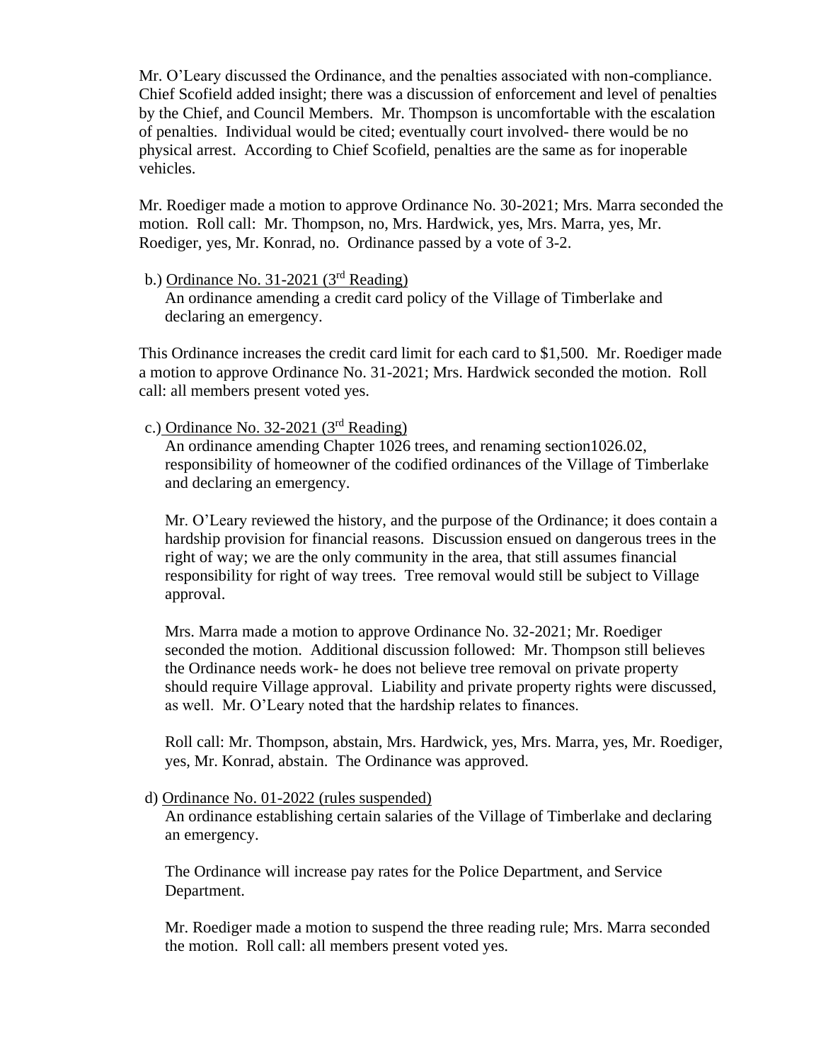Mr. O'Leary discussed the Ordinance, and the penalties associated with non-compliance. Chief Scofield added insight; there was a discussion of enforcement and level of penalties by the Chief, and Council Members. Mr. Thompson is uncomfortable with the escalation of penalties. Individual would be cited; eventually court involved- there would be no physical arrest. According to Chief Scofield, penalties are the same as for inoperable vehicles.

Mr. Roediger made a motion to approve Ordinance No. 30-2021; Mrs. Marra seconded the motion. Roll call: Mr. Thompson, no, Mrs. Hardwick, yes, Mrs. Marra, yes, Mr. Roediger, yes, Mr. Konrad, no. Ordinance passed by a vote of 3-2.

b.) <u>Ordinance No. 31-2021 (3rd Reading)</u>
An ordinance amending a credit card policy of the Village of Timberlake and declaring an emergency.

This Ordinance increases the credit card limit for each card to $1,500. Mr. Roediger made a motion to approve Ordinance No. 31-2021; Mrs. Hardwick seconded the motion. Roll call: all members present voted yes.

c.) <u>Ordinance No. 32-2021 (3rd Reading)</u>
An ordinance amending Chapter 1026 trees, and renaming section1026.02, responsibility of homeowner of the codified ordinances of the Village of Timberlake and declaring an emergency.

Mr. O'Leary reviewed the history, and the purpose of the Ordinance; it does contain a hardship provision for financial reasons. Discussion ensued on dangerous trees in the right of way; we are the only community in the area, that still assumes financial responsibility for right of way trees. Tree removal would still be subject to Village approval.

Mrs. Marra made a motion to approve Ordinance No. 32-2021; Mr. Roediger seconded the motion. Additional discussion followed: Mr. Thompson still believes the Ordinance needs work- he does not believe tree removal on private property should require Village approval. Liability and private property rights were discussed, as well. Mr. O'Leary noted that the hardship relates to finances.

Roll call: Mr. Thompson, abstain, Mrs. Hardwick, yes, Mrs. Marra, yes, Mr. Roediger, yes, Mr. Konrad, abstain. The Ordinance was approved.

d) <u>Ordinance No. 01-2022 (rules suspended)</u>
An ordinance establishing certain salaries of the Village of Timberlake and declaring an emergency.

The Ordinance will increase pay rates for the Police Department, and Service Department.

Mr. Roediger made a motion to suspend the three reading rule; Mrs. Marra seconded the motion. Roll call: all members present voted yes.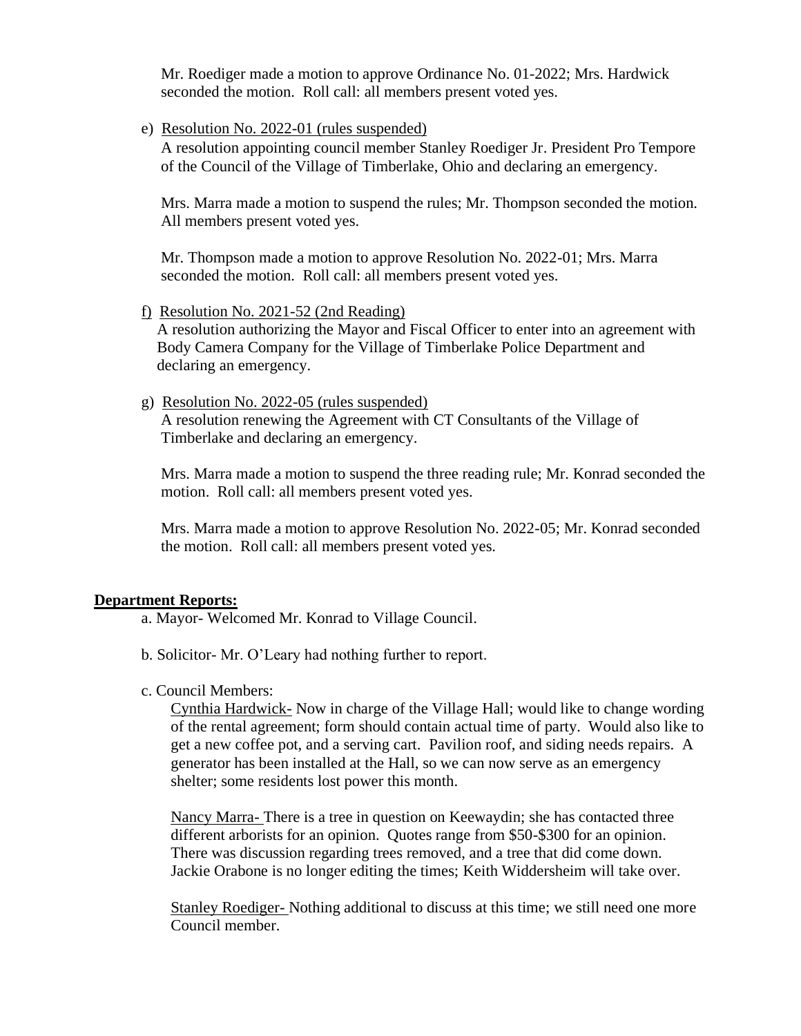Mr. Roediger made a motion to approve Ordinance No. 01-2022; Mrs. Hardwick seconded the motion. Roll call: all members present voted yes.

e) Resolution No. 2022-01 (rules suspended)
A resolution appointing council member Stanley Roediger Jr. President Pro Tempore of the Council of the Village of Timberlake, Ohio and declaring an emergency.

Mrs. Marra made a motion to suspend the rules; Mr. Thompson seconded the motion. All members present voted yes.

Mr. Thompson made a motion to approve Resolution No. 2022-01; Mrs. Marra seconded the motion. Roll call: all members present voted yes.

f) Resolution No. 2021-52 (2nd Reading)
A resolution authorizing the Mayor and Fiscal Officer to enter into an agreement with Body Camera Company for the Village of Timberlake Police Department and declaring an emergency.

g) Resolution No. 2022-05 (rules suspended)
A resolution renewing the Agreement with CT Consultants of the Village of Timberlake and declaring an emergency.

Mrs. Marra made a motion to suspend the three reading rule; Mr. Konrad seconded the motion. Roll call: all members present voted yes.

Mrs. Marra made a motion to approve Resolution No. 2022-05; Mr. Konrad seconded the motion. Roll call: all members present voted yes.

**Department Reports:**

a. Mayor- Welcomed Mr. Konrad to Village Council.

b. Solicitor- Mr. O'Leary had nothing further to report.

c. Council Members:

Cynthia Hardwick- Now in charge of the Village Hall; would like to change wording of the rental agreement; form should contain actual time of party. Would also like to get a new coffee pot, and a serving cart. Pavilion roof, and siding needs repairs. A generator has been installed at the Hall, so we can now serve as an emergency shelter; some residents lost power this month.

Nancy Marra- There is a tree in question on Keewaydin; she has contacted three different arborists for an opinion. Quotes range from $50-$300 for an opinion. There was discussion regarding trees removed, and a tree that did come down. Jackie Orabone is no longer editing the times; Keith Widdersheim will take over.

Stanley Roediger- Nothing additional to discuss at this time; we still need one more Council member.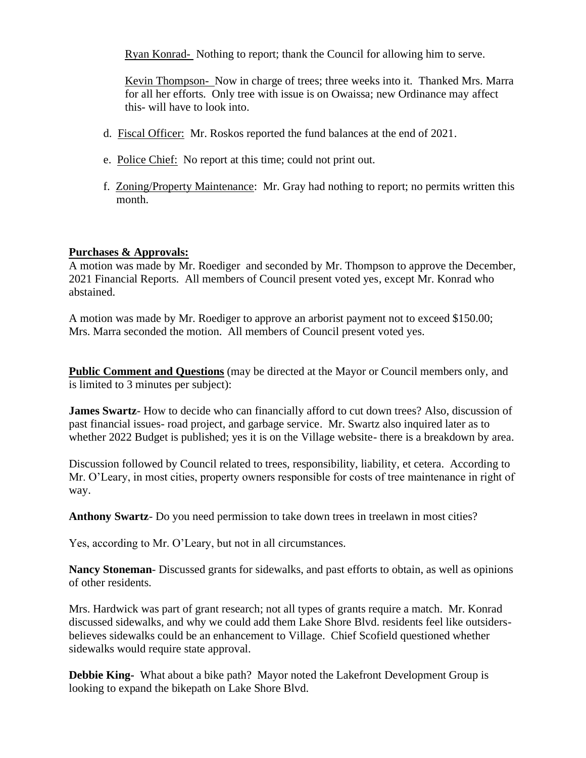Ryan Konrad- Nothing to report; thank the Council for allowing him to serve.

Kevin Thompson- Now in charge of trees; three weeks into it. Thanked Mrs. Marra for all her efforts. Only tree with issue is on Owaissa; new Ordinance may affect this- will have to look into.

d. Fiscal Officer: Mr. Roskos reported the fund balances at the end of 2021.

e. Police Chief: No report at this time; could not print out.

f. Zoning/Property Maintenance: Mr. Gray had nothing to report; no permits written this month.

**Purchases & Approvals:**

A motion was made by Mr. Roediger and seconded by Mr. Thompson to approve the December, 2021 Financial Reports. All members of Council present voted yes, except Mr. Konrad who abstained.

A motion was made by Mr. Roediger to approve an arborist payment not to exceed $150.00; Mrs. Marra seconded the motion. All members of Council present voted yes.

**Public Comment and Questions** (may be directed at the Mayor or Council members only, and is limited to 3 minutes per subject):

**James Swartz**- How to decide who can financially afford to cut down trees? Also, discussion of past financial issues- road project, and garbage service. Mr. Swartz also inquired later as to whether 2022 Budget is published; yes it is on the Village website- there is a breakdown by area.

Discussion followed by Council related to trees, responsibility, liability, et cetera. According to Mr. O'Leary, in most cities, property owners responsible for costs of tree maintenance in right of way.

**Anthony Swartz**- Do you need permission to take down trees in treelawn in most cities?

Yes, according to Mr. O'Leary, but not in all circumstances.

**Nancy Stoneman**- Discussed grants for sidewalks, and past efforts to obtain, as well as opinions of other residents.

Mrs. Hardwick was part of grant research; not all types of grants require a match. Mr. Konrad discussed sidewalks, and why we could add them Lake Shore Blvd. residents feel like outsiders- believes sidewalks could be an enhancement to Village. Chief Scofield questioned whether sidewalks would require state approval.

**Debbie King**- What about a bike path? Mayor noted the Lakefront Development Group is looking to expand the bikepath on Lake Shore Blvd.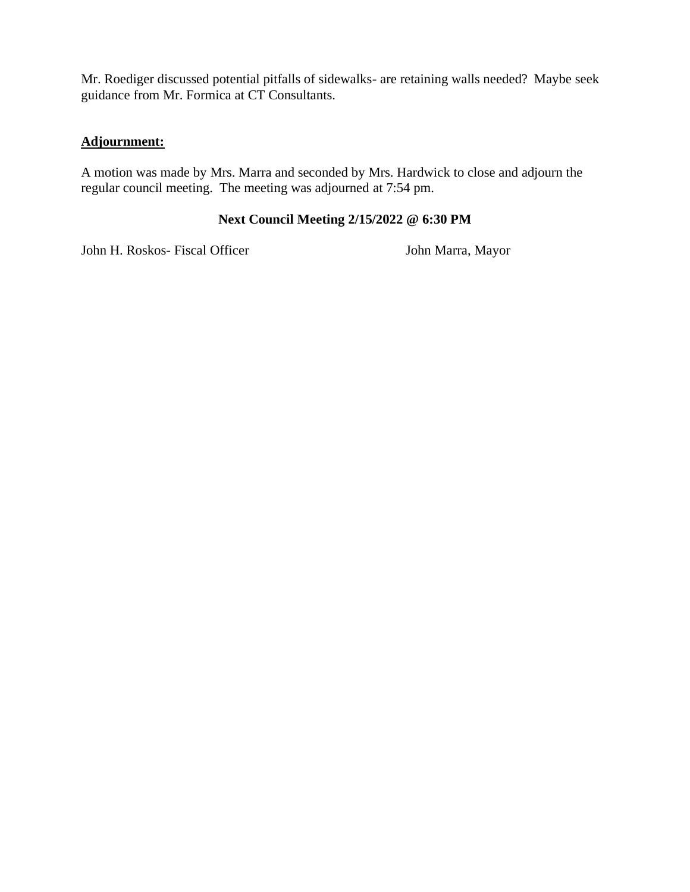Mr. Roediger discussed potential pitfalls of sidewalks- are retaining walls needed? Maybe seek guidance from Mr. Formica at CT Consultants.

**Adjournment:**

A motion was made by Mrs. Marra and seconded by Mrs. Hardwick to close and adjourn the regular council meeting. The meeting was adjourned at 7:54 pm.

**Next Council Meeting 2/15/2022 @ 6:30 PM**

John H. Roskos- Fiscal Officer

John Marra, Mayor